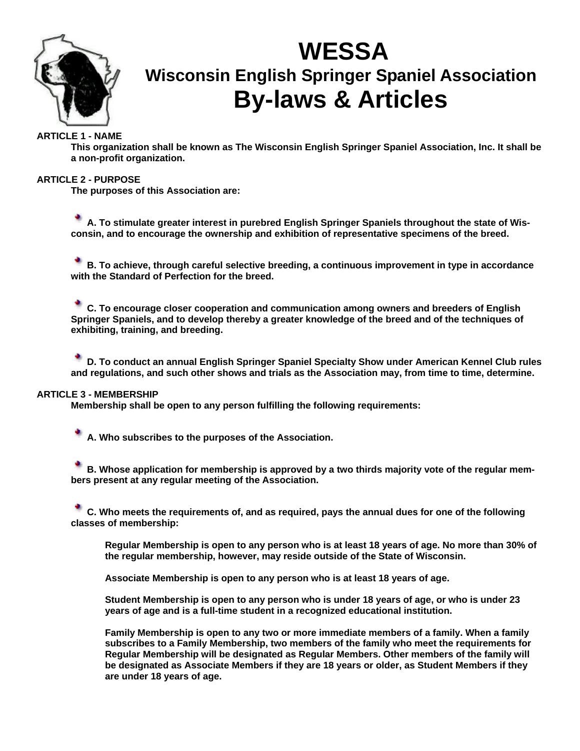# WESSA

## Wisconsin English Springer Spaniel Association

# By-laws & Articles

**ARTICLE 1 - NAME**

**This organization shall be known as The Wisconsin English Springer Spaniel Association, Inc. It shall be a non-profit organization.**

**ARTICLE 2 - PURPOSE**

**The purposes of this Association are:**

- **A. To stimulate greater interest in purebred English Springer Spaniels throughout the state of Wisconsin, and to encourage the ownership and exhibition of representative specimens of the breed.**

- **B. To achieve, through careful selective breeding, a continuous improvement in type in accordance with the Standard of Perfection for the breed.**

- **C. To encourage closer cooperation and communication among owners and breeders of English Springer Spaniels, and to develop thereby a greater knowledge of the breed and of the techniques of exhibiting, training, and breeding.**

- **D. To conduct an annual English Springer Spaniel Specialty Show under American Kennel Club rules and regulations, and such other shows and trials as the Association may, from time to time, determine.**

**ARTICLE 3 - MEMBERSHIP**

**Membership shall be open to any person fulfilling the following requirements:**

- **A. Who subscribes to the purposes of the Association.**

- **B. Whose application for membership is approved by a two thirds majority vote of the regular members present at any regular meeting of the Association.**

- **C. Who meets the requirements of, and as required, pays the annual dues for one of the following classes of membership:**

  **Regular Membership is open to any person who is at least 18 years of age. No more than 30% of the regular membership, however, may reside outside of the State of Wisconsin.**

  **Associate Membership is open to any person who is at least 18 years of age.**

  **Student Membership is open to any person who is under 18 years of age, or who is under 23 years of age and is a full-time student in a recognized educational institution.**

  **Family Membership is open to any two or more immediate members of a family. When a family subscribes to a Family Membership, two members of the family who meet the requirements for Regular Membership will be designated as Regular Members. Other members of the family will be designated as Associate Members if they are 18 years or older, as Student Members if they are under 18 years of age.**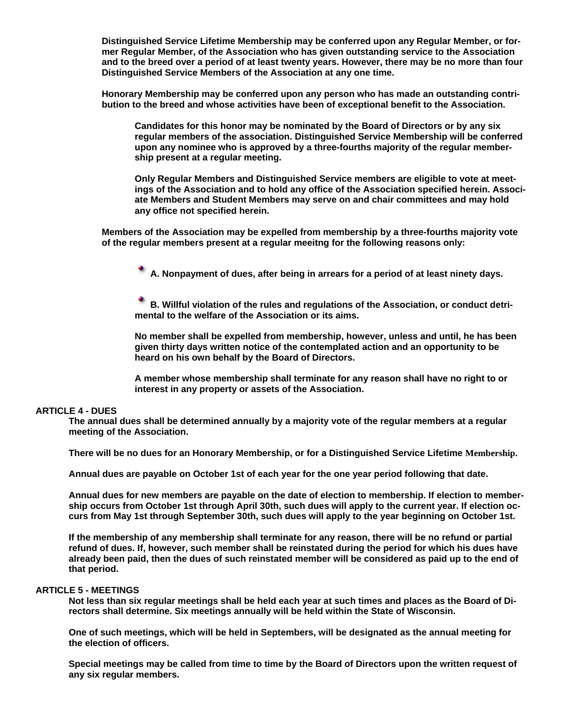Distinguished Service Lifetime Membership may be conferred upon any Regular Member, or former Regular Member, of the Association who has given outstanding service to the Association and to the breed over a period of at least twenty years. However, there may be no more than four Distinguished Service Members of the Association at any one time.

Honorary Membership may be conferred upon any person who has made an outstanding contribution to the breed and whose activities have been of exceptional benefit to the Association.

Candidates for this honor may be nominated by the Board of Directors or by any six regular members of the association. Distinguished Service Membership will be conferred upon any nominee who is approved by a three-fourths majority of the regular membership present at a regular meeting.

Only Regular Members and Distinguished Service members are eligible to vote at meetings of the Association and to hold any office of the Association specified herein. Associate Members and Student Members may serve on and chair committees and may hold any office not specified herein.

Members of the Association may be expelled from membership by a three-fourths majority vote of the regular members present at a regular meeitng for the following reasons only:

- A. Nonpayment of dues, after being in arrears for a period of at least ninety days.
- B. Willful violation of the rules and regulations of the Association, or conduct detrimental to the welfare of the Association or its aims.

No member shall be expelled from membership, however, unless and until, he has been given thirty days written notice of the contemplated action and an opportunity to be heard on his own behalf by the Board of Directors.

A member whose membership shall terminate for any reason shall have no right to or interest in any property or assets of the Association.

## ARTICLE 4 - DUES

The annual dues shall be determined annually by a majority vote of the regular members at a regular meeting of the Association.

There will be no dues for an Honorary Membership, or for a Distinguished Service Lifetime Membership.

Annual dues are payable on October 1st of each year for the one year period following that date.

Annual dues for new members are payable on the date of election to membership. If election to membership occurs from October 1st through April 30th, such dues will apply to the current year. If election occurs from May 1st through September 30th, such dues will apply to the year beginning on October 1st.

If the membership of any membership shall terminate for any reason, there will be no refund or partial refund of dues. If, however, such member shall be reinstated during the period for which his dues have already been paid, then the dues of such reinstated member will be considered as paid up to the end of that period.

## ARTICLE 5 - MEETINGS

Not less than six regular meetings shall be held each year at such times and places as the Board of Directors shall determine. Six meetings annually will be held within the State of Wisconsin.

One of such meetings, which will be held in Septembers, will be designated as the annual meeting for the election of officers.

Special meetings may be called from time to time by the Board of Directors upon the written request of any six regular members.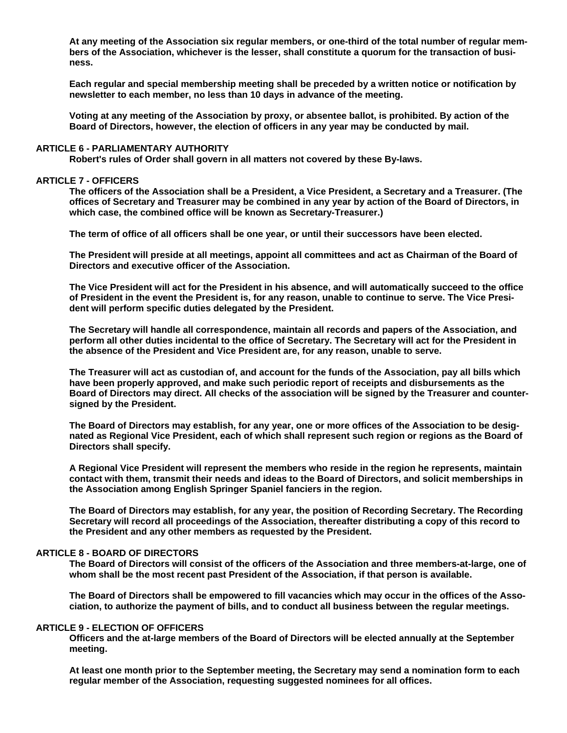At any meeting of the Association six regular members, or one-third of the total number of regular members of the Association, whichever is the lesser, shall constitute a quorum for the transaction of business.

Each regular and special membership meeting shall be preceded by a written notice or notification by newsletter to each member, no less than 10 days in advance of the meeting.

Voting at any meeting of the Association by proxy, or absentee ballot, is prohibited. By action of the Board of Directors, however, the election of officers in any year may be conducted by mail.

## ARTICLE 6 - PARLIAMENTARY AUTHORITY

Robert's rules of Order shall govern in all matters not covered by these By-laws.

## ARTICLE 7 - OFFICERS

The officers of the Association shall be a President, a Vice President, a Secretary and a Treasurer. (The offices of Secretary and Treasurer may be combined in any year by action of the Board of Directors, in which case, the combined office will be known as Secretary-Treasurer.)

The term of office of all officers shall be one year, or until their successors have been elected.

The President will preside at all meetings, appoint all committees and act as Chairman of the Board of Directors and executive officer of the Association.

The Vice President will act for the President in his absence, and will automatically succeed to the office of President in the event the President is, for any reason, unable to continue to serve. The Vice President will perform specific duties delegated by the President.

The Secretary will handle all correspondence, maintain all records and papers of the Association, and perform all other duties incidental to the office of Secretary. The Secretary will act for the President in the absence of the President and Vice President are, for any reason, unable to serve.

The Treasurer will act as custodian of, and account for the funds of the Association, pay all bills which have been properly approved, and make such periodic report of receipts and disbursements as the Board of Directors may direct. All checks of the association will be signed by the Treasurer and countersigned by the President.

The Board of Directors may establish, for any year, one or more offices of the Association to be designated as Regional Vice President, each of which shall represent such region or regions as the Board of Directors shall specify.

A Regional Vice President will represent the members who reside in the region he represents, maintain contact with them, transmit their needs and ideas to the Board of Directors, and solicit memberships in the Association among English Springer Spaniel fanciers in the region.

The Board of Directors may establish, for any year, the position of Recording Secretary. The Recording Secretary will record all proceedings of the Association, thereafter distributing a copy of this record to the President and any other members as requested by the President.

## ARTICLE 8 - BOARD OF DIRECTORS

The Board of Directors will consist of the officers of the Association and three members-at-large, one of whom shall be the most recent past President of the Association, if that person is available.

The Board of Directors shall be empowered to fill vacancies which may occur in the offices of the Association, to authorize the payment of bills, and to conduct all business between the regular meetings.

## ARTICLE 9 - ELECTION OF OFFICERS

Officers and the at-large members of the Board of Directors will be elected annually at the September meeting.

At least one month prior to the September meeting, the Secretary may send a nomination form to each regular member of the Association, requesting suggested nominees for all offices.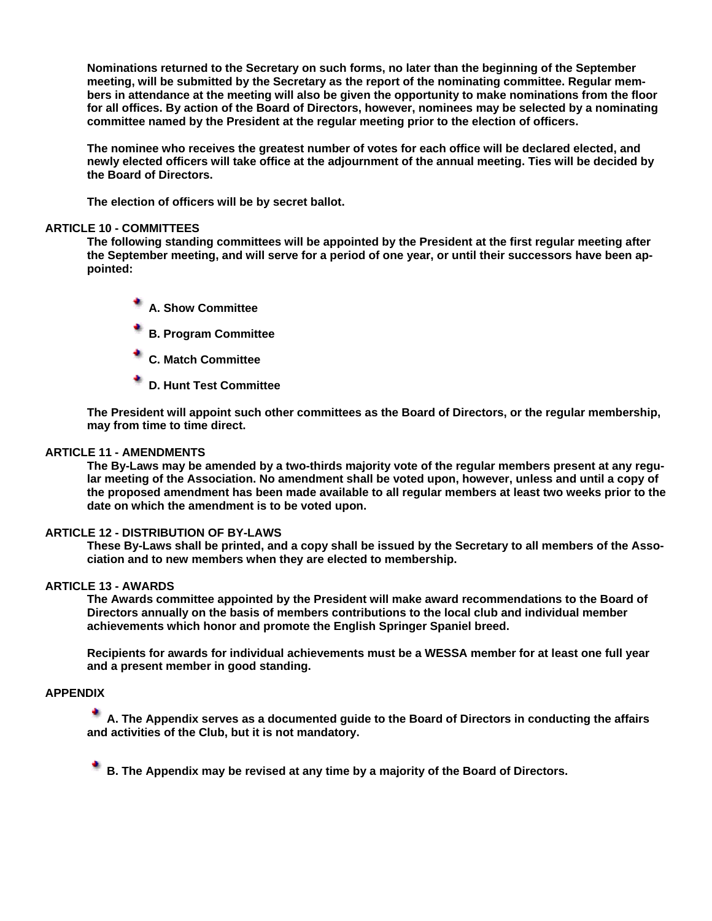**Nominations returned to the Secretary on such forms, no later than the beginning of the September meeting, will be submitted by the Secretary as the report of the nominating committee. Regular members in attendance at the meeting will also be given the opportunity to make nominations from the floor for all offices. By action of the Board of Directors, however, nominees may be selected by a nominating committee named by the President at the regular meeting prior to the election of officers.**

**The nominee who receives the greatest number of votes for each office will be declared elected, and newly elected officers will take office at the adjournment of the annual meeting. Ties will be decided by the Board of Directors.**

**The election of officers will be by secret ballot.**

## ARTICLE 10 - COMMITTEES

**The following standing committees will be appointed by the President at the first regular meeting after the September meeting, and will serve for a period of one year, or until their successors have been appointed:**

- **A. Show Committee**
- **B. Program Committee**
- **C. Match Committee**
- **D. Hunt Test Committee**

**The President will appoint such other committees as the Board of Directors, or the regular membership, may from time to time direct.**

## ARTICLE 11 - AMENDMENTS

**The By-Laws may be amended by a two-thirds majority vote of the regular members present at any regular meeting of the Association. No amendment shall be voted upon, however, unless and until a copy of the proposed amendment has been made available to all regular members at least two weeks prior to the date on which the amendment is to be voted upon.**

## ARTICLE 12 - DISTRIBUTION OF BY-LAWS

**These By-Laws shall be printed, and a copy shall be issued by the Secretary to all members of the Association and to new members when they are elected to membership.**

## ARTICLE 13 - AWARDS

**The Awards committee appointed by the President will make award recommendations to the Board of Directors annually on the basis of members contributions to the local club and individual member achievements which honor and promote the English Springer Spaniel breed.**

**Recipients for awards for individual achievements must be a WESSA member for at least one full year and a present member in good standing.**

## APPENDIX

- **A. The Appendix serves as a documented guide to the Board of Directors in conducting the affairs and activities of the Club, but it is not mandatory.**
- **B. The Appendix may be revised at any time by a majority of the Board of Directors.**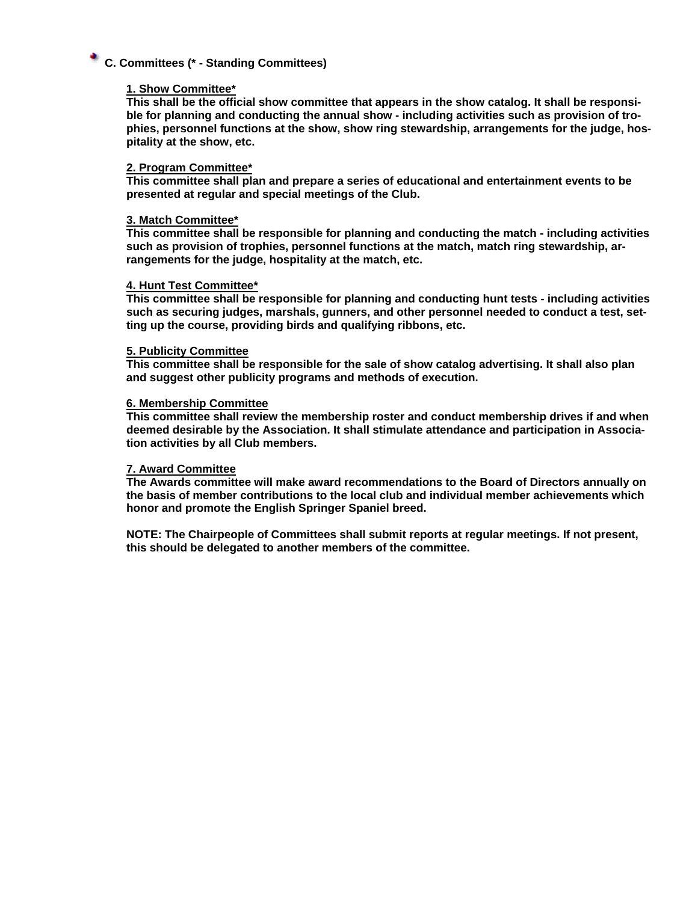## C. Committees (* - Standing Committees)

**1. Show Committee***

**This shall be the official show committee that appears in the show catalog. It shall be responsible for planning and conducting the annual show - including activities such as provision of trophies, personnel functions at the show, show ring stewardship, arrangements for the judge, hospitality at the show, etc.**

**2. Program Committee***

**This committee shall plan and prepare a series of educational and entertainment events to be presented at regular and special meetings of the Club.**

**3. Match Committee***

**This committee shall be responsible for planning and conducting the match - including activities such as provision of trophies, personnel functions at the match, match ring stewardship, arrangements for the judge, hospitality at the match, etc.**

**4. Hunt Test Committee***

**This committee shall be responsible for planning and conducting hunt tests - including activities such as securing judges, marshals, gunners, and other personnel needed to conduct a test, setting up the course, providing birds and qualifying ribbons, etc.**

**5. Publicity Committee**

**This committee shall be responsible for the sale of show catalog advertising. It shall also plan and suggest other publicity programs and methods of execution.**

**6. Membership Committee**

**This committee shall review the membership roster and conduct membership drives if and when deemed desirable by the Association. It shall stimulate attendance and participation in Association activities by all Club members.**

**7. Award Committee**

**The Awards committee will make award recommendations to the Board of Directors annually on the basis of member contributions to the local club and individual member achievements which honor and promote the English Springer Spaniel breed.**

**NOTE: The Chairpeople of Committees shall submit reports at regular meetings. If not present, this should be delegated to another members of the committee.**